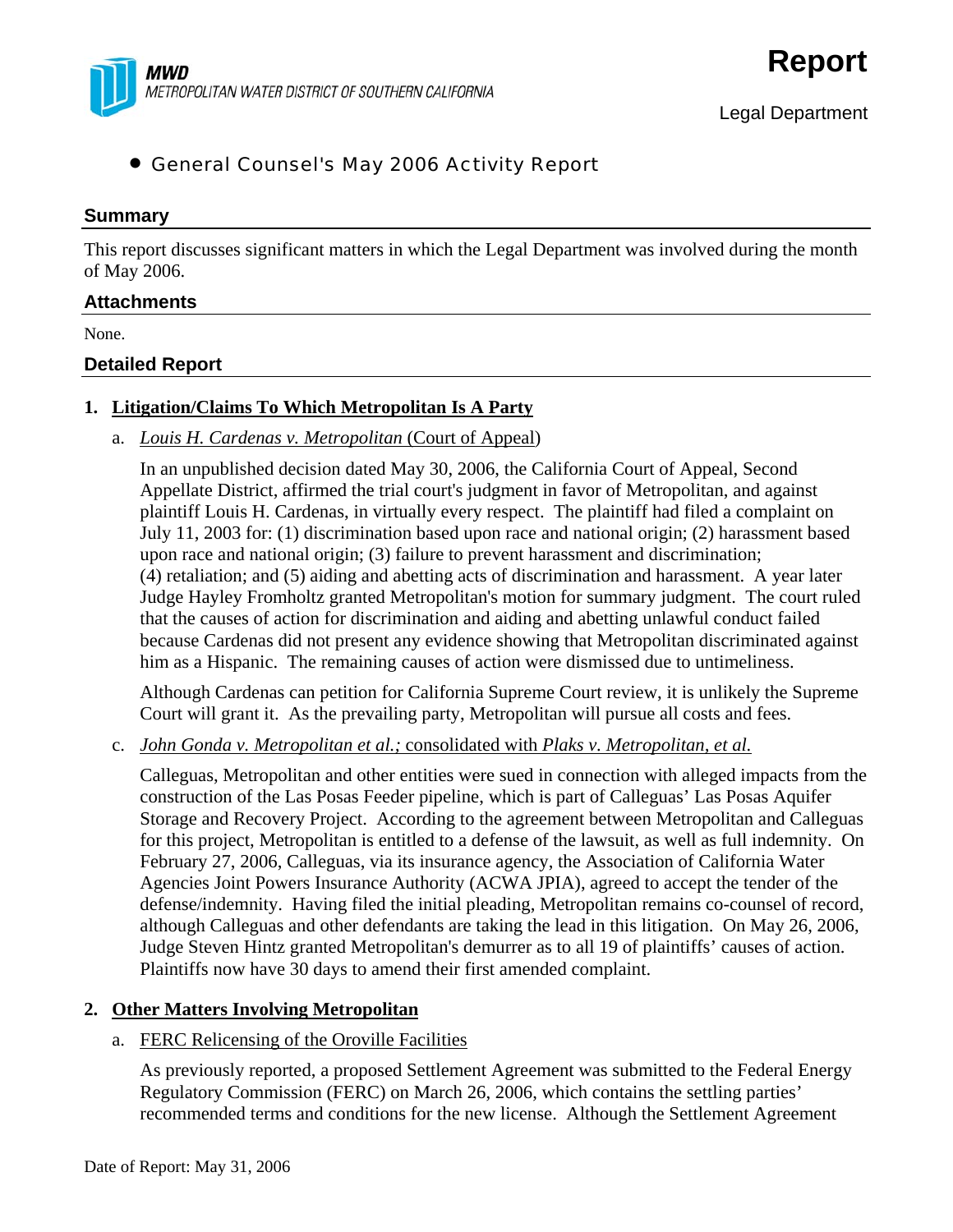**MWD**
*METROPOLITAN WATER DISTRICT OF SOUTHERN CALIFORNIA*

# Report

Legal Department

- General Counsel's May 2006 Activity Report

## Summary

This report discusses significant matters in which the Legal Department was involved during the month of May 2006.

## Attachments

None.

## Detailed Report

**1. Litigation/Claims To Which Metropolitan Is A Party**

a. *Louis H. Cardenas v. Metropolitan* (Court of Appeal)

In an unpublished decision dated May 30, 2006, the California Court of Appeal, Second Appellate District, affirmed the trial court's judgment in favor of Metropolitan, and against plaintiff Louis H. Cardenas, in virtually every respect. The plaintiff had filed a complaint on July 11, 2003 for: (1) discrimination based upon race and national origin; (2) harassment based upon race and national origin; (3) failure to prevent harassment and discrimination; (4) retaliation; and (5) aiding and abetting acts of discrimination and harassment. A year later Judge Hayley Fromholtz granted Metropolitan's motion for summary judgment. The court ruled that the causes of action for discrimination and aiding and abetting unlawful conduct failed because Cardenas did not present any evidence showing that Metropolitan discriminated against him as a Hispanic. The remaining causes of action were dismissed due to untimeliness.

Although Cardenas can petition for California Supreme Court review, it is unlikely the Supreme Court will grant it. As the prevailing party, Metropolitan will pursue all costs and fees.

c. *John Gonda v. Metropolitan et al.;* consolidated with *Plaks v. Metropolitan, et al.*

Calleguas, Metropolitan and other entities were sued in connection with alleged impacts from the construction of the Las Posas Feeder pipeline, which is part of Calleguas' Las Posas Aquifer Storage and Recovery Project. According to the agreement between Metropolitan and Calleguas for this project, Metropolitan is entitled to a defense of the lawsuit, as well as full indemnity. On February 27, 2006, Calleguas, via its insurance agency, the Association of California Water Agencies Joint Powers Insurance Authority (ACWA JPIA), agreed to accept the tender of the defense/indemnity. Having filed the initial pleading, Metropolitan remains co-counsel of record, although Calleguas and other defendants are taking the lead in this litigation. On May 26, 2006, Judge Steven Hintz granted Metropolitan's demurrer as to all 19 of plaintiffs' causes of action. Plaintiffs now have 30 days to amend their first amended complaint.

**2. Other Matters Involving Metropolitan**

a. FERC Relicensing of the Oroville Facilities

As previously reported, a proposed Settlement Agreement was submitted to the Federal Energy Regulatory Commission (FERC) on March 26, 2006, which contains the settling parties' recommended terms and conditions for the new license. Although the Settlement Agreement

Date of Report: May 31, 2006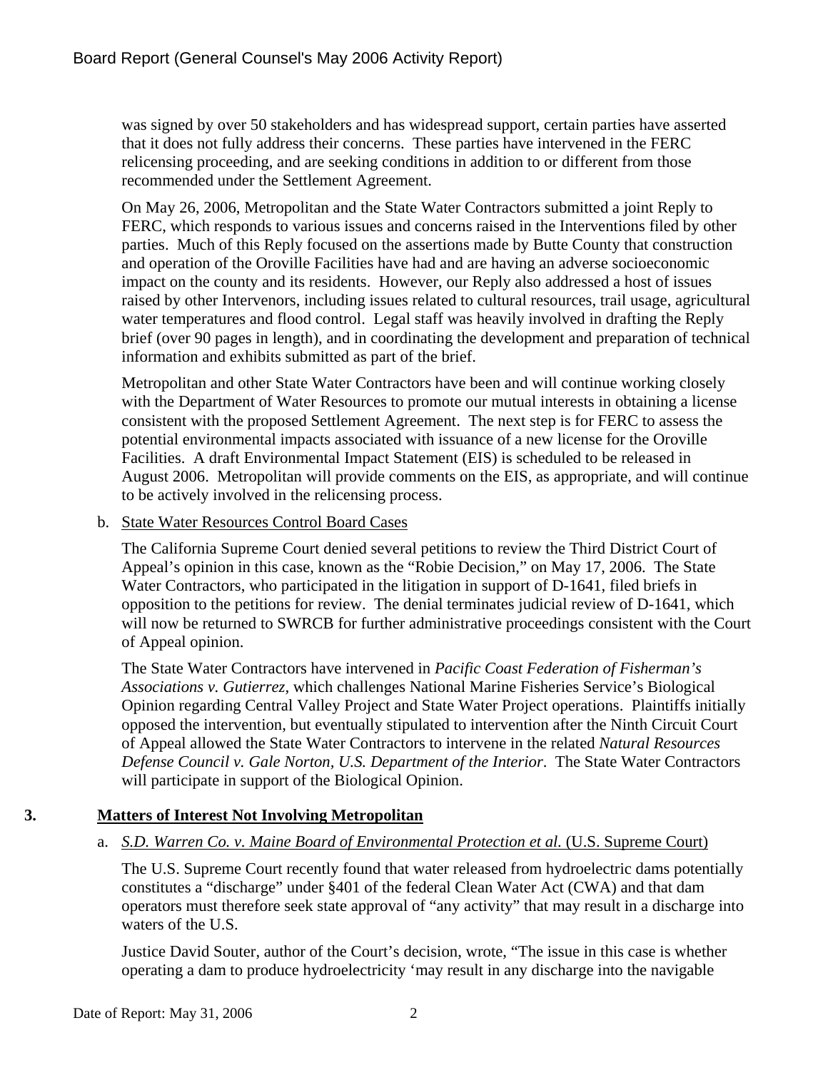was signed by over 50 stakeholders and has widespread support, certain parties have asserted that it does not fully address their concerns. These parties have intervened in the FERC relicensing proceeding, and are seeking conditions in addition to or different from those recommended under the Settlement Agreement.

On May 26, 2006, Metropolitan and the State Water Contractors submitted a joint Reply to FERC, which responds to various issues and concerns raised in the Interventions filed by other parties. Much of this Reply focused on the assertions made by Butte County that construction and operation of the Oroville Facilities have had and are having an adverse socioeconomic impact on the county and its residents. However, our Reply also addressed a host of issues raised by other Intervenors, including issues related to cultural resources, trail usage, agricultural water temperatures and flood control. Legal staff was heavily involved in drafting the Reply brief (over 90 pages in length), and in coordinating the development and preparation of technical information and exhibits submitted as part of the brief.

Metropolitan and other State Water Contractors have been and will continue working closely with the Department of Water Resources to promote our mutual interests in obtaining a license consistent with the proposed Settlement Agreement. The next step is for FERC to assess the potential environmental impacts associated with issuance of a new license for the Oroville Facilities. A draft Environmental Impact Statement (EIS) is scheduled to be released in August 2006. Metropolitan will provide comments on the EIS, as appropriate, and will continue to be actively involved in the relicensing process.

b. State Water Resources Control Board Cases

The California Supreme Court denied several petitions to review the Third District Court of Appeal's opinion in this case, known as the "Robie Decision," on May 17, 2006. The State Water Contractors, who participated in the litigation in support of D-1641, filed briefs in opposition to the petitions for review. The denial terminates judicial review of D-1641, which will now be returned to SWRCB for further administrative proceedings consistent with the Court of Appeal opinion.

The State Water Contractors have intervened in *Pacific Coast Federation of Fisherman's Associations v. Gutierrez,* which challenges National Marine Fisheries Service's Biological Opinion regarding Central Valley Project and State Water Project operations. Plaintiffs initially opposed the intervention, but eventually stipulated to intervention after the Ninth Circuit Court of Appeal allowed the State Water Contractors to intervene in the related *Natural Resources Defense Council v. Gale Norton, U.S. Department of the Interior*. The State Water Contractors will participate in support of the Biological Opinion.

## 3. Matters of Interest Not Involving Metropolitan

a. *S.D. Warren Co. v. Maine Board of Environmental Protection et al.* (U.S. Supreme Court)

The U.S. Supreme Court recently found that water released from hydroelectric dams potentially constitutes a "discharge" under §401 of the federal Clean Water Act (CWA) and that dam operators must therefore seek state approval of "any activity" that may result in a discharge into waters of the U.S.

Justice David Souter, author of the Court's decision, wrote, "The issue in this case is whether operating a dam to produce hydroelectricity 'may result in any discharge into the navigable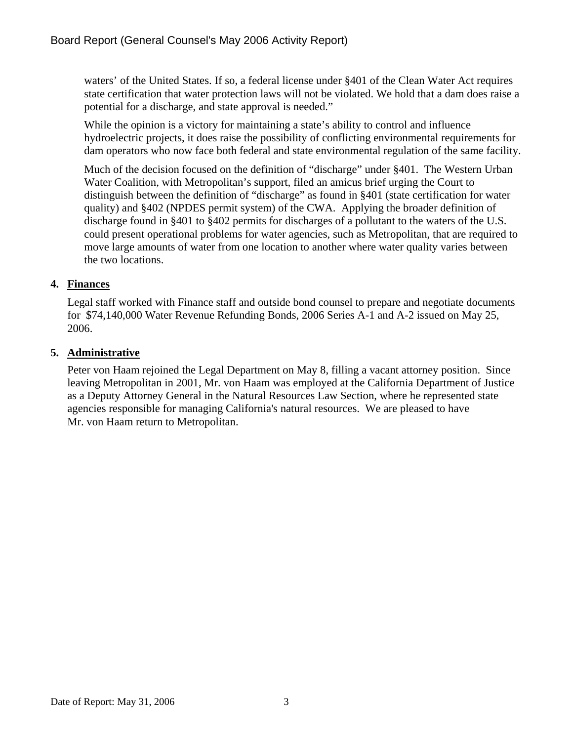waters' of the United States. If so, a federal license under §401 of the Clean Water Act requires state certification that water protection laws will not be violated. We hold that a dam does raise a potential for a discharge, and state approval is needed."

While the opinion is a victory for maintaining a state's ability to control and influence hydroelectric projects, it does raise the possibility of conflicting environmental requirements for dam operators who now face both federal and state environmental regulation of the same facility.

Much of the decision focused on the definition of "discharge" under §401. The Western Urban Water Coalition, with Metropolitan's support, filed an amicus brief urging the Court to distinguish between the definition of "discharge" as found in §401 (state certification for water quality) and §402 (NPDES permit system) of the CWA. Applying the broader definition of discharge found in §401 to §402 permits for discharges of a pollutant to the waters of the U.S. could present operational problems for water agencies, such as Metropolitan, that are required to move large amounts of water from one location to another where water quality varies between the two locations.

## 4. Finances

Legal staff worked with Finance staff and outside bond counsel to prepare and negotiate documents for $74,140,000 Water Revenue Refunding Bonds, 2006 Series A-1 and A-2 issued on May 25, 2006.

## 5. Administrative

Peter von Haam rejoined the Legal Department on May 8, filling a vacant attorney position. Since leaving Metropolitan in 2001, Mr. von Haam was employed at the California Department of Justice as a Deputy Attorney General in the Natural Resources Law Section, where he represented state agencies responsible for managing California's natural resources. We are pleased to have Mr. von Haam return to Metropolitan.